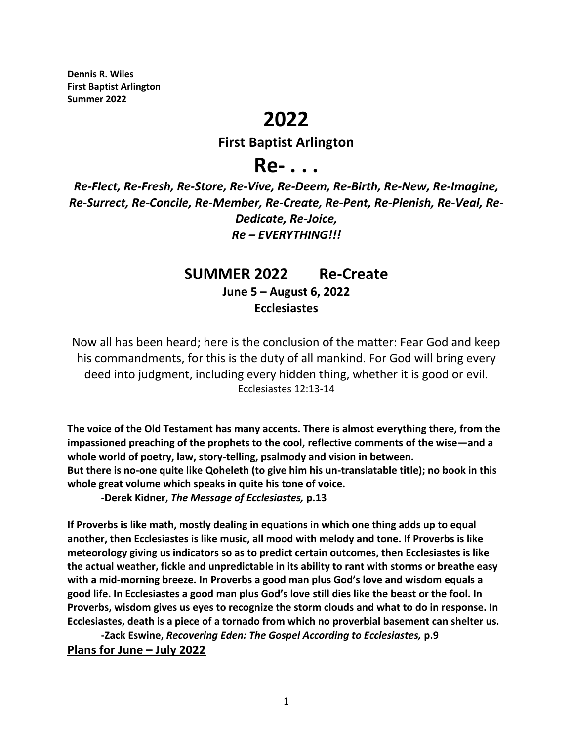**Dennis R. Wiles**
**First Baptist Arlington**
**Summer 2022**

# 2022

### First Baptist Arlington

# Re- . . .

***Re-Flect, Re-Fresh, Re-Store, Re-Vive, Re-Deem, Re-Birth, Re-New, Re-Imagine, Re-Surrect, Re-Concile, Re-Member, Re-Create, Re-Pent, Re-Plenish, Re-Veal, Re-Dedicate, Re-Joice,***
***Re – EVERYTHING!!!***

## SUMMER 2022 Re-Create

**June 5 – August 6, 2022**
**Ecclesiastes**

Now all has been heard; here is the conclusion of the matter: Fear God and keep his commandments, for this is the duty of all mankind. For God will bring every deed into judgment, including every hidden thing, whether it is good or evil.
Ecclesiastes 12:13-14

**The voice of the Old Testament has many accents. There is almost everything there, from the impassioned preaching of the prophets to the cool, reflective comments of the wise—and a whole world of poetry, law, story-telling, psalmody and vision in between.**
**But there is no-one quite like Qoheleth (to give him his un-translatable title); no book in this whole great volume which speaks in quite his tone of voice.**

**-Derek Kidner, *The Message of Ecclesiastes,* p.13**

**If Proverbs is like math, mostly dealing in equations in which one thing adds up to equal another, then Ecclesiastes is like music, all mood with melody and tone. If Proverbs is like meteorology giving us indicators so as to predict certain outcomes, then Ecclesiastes is like the actual weather, fickle and unpredictable in its ability to rant with storms or breathe easy with a mid-morning breeze. In Proverbs a good man plus God's love and wisdom equals a good life. In Ecclesiastes a good man plus God's love still dies like the beast or the fool. In Proverbs, wisdom gives us eyes to recognize the storm clouds and what to do in response. In Ecclesiastes, death is a piece of a tornado from which no proverbial basement can shelter us.**

**-Zack Eswine, *Recovering Eden: The Gospel According to Ecclesiastes,* p.9**

**<u>Plans for June – July 2022</u>**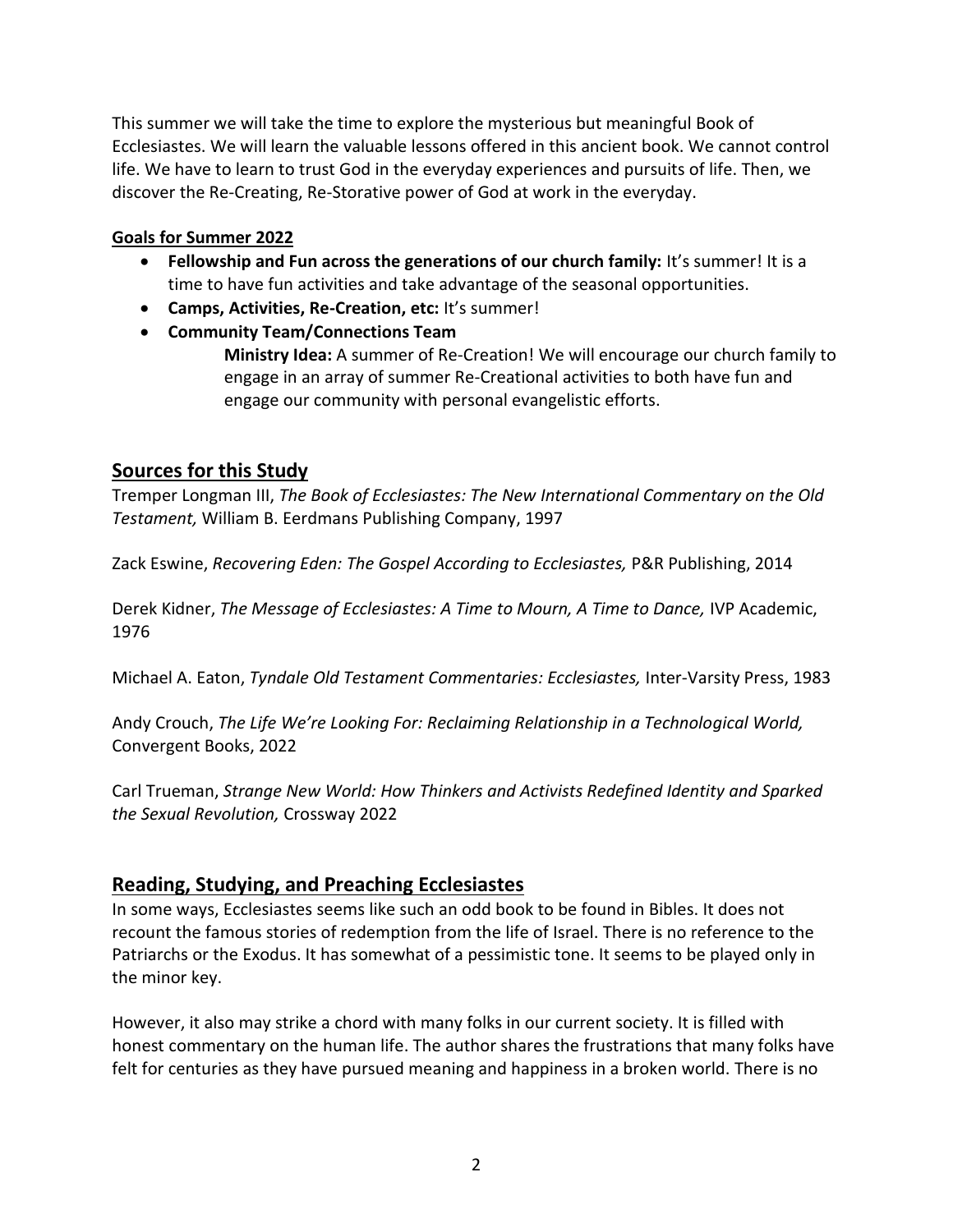This summer we will take the time to explore the mysterious but meaningful Book of Ecclesiastes. We will learn the valuable lessons offered in this ancient book. We cannot control life. We have to learn to trust God in the everyday experiences and pursuits of life. Then, we discover the Re-Creating, Re-Storative power of God at work in the everyday.

**Goals for Summer 2022**

- **Fellowship and Fun across the generations of our church family:** It's summer! It is a time to have fun activities and take advantage of the seasonal opportunities.
- **Camps, Activities, Re-Creation, etc:** It's summer!
- **Community Team/Connections Team**
  - **Ministry Idea:** A summer of Re-Creation! We will encourage our church family to engage in an array of summer Re-Creational activities to both have fun and engage our community with personal evangelistic efforts.

## Sources for this Study

Tremper Longman III, *The Book of Ecclesiastes: The New International Commentary on the Old Testament,* William B. Eerdmans Publishing Company, 1997

Zack Eswine, *Recovering Eden: The Gospel According to Ecclesiastes,* P&R Publishing, 2014

Derek Kidner, *The Message of Ecclesiastes: A Time to Mourn, A Time to Dance,* IVP Academic, 1976

Michael A. Eaton, *Tyndale Old Testament Commentaries: Ecclesiastes,* Inter-Varsity Press, 1983

Andy Crouch, *The Life We're Looking For: Reclaiming Relationship in a Technological World,* Convergent Books, 2022

Carl Trueman, *Strange New World: How Thinkers and Activists Redefined Identity and Sparked the Sexual Revolution,* Crossway 2022

## Reading, Studying, and Preaching Ecclesiastes

In some ways, Ecclesiastes seems like such an odd book to be found in Bibles. It does not recount the famous stories of redemption from the life of Israel. There is no reference to the Patriarchs or the Exodus. It has somewhat of a pessimistic tone. It seems to be played only in the minor key.

However, it also may strike a chord with many folks in our current society. It is filled with honest commentary on the human life. The author shares the frustrations that many folks have felt for centuries as they have pursued meaning and happiness in a broken world. There is no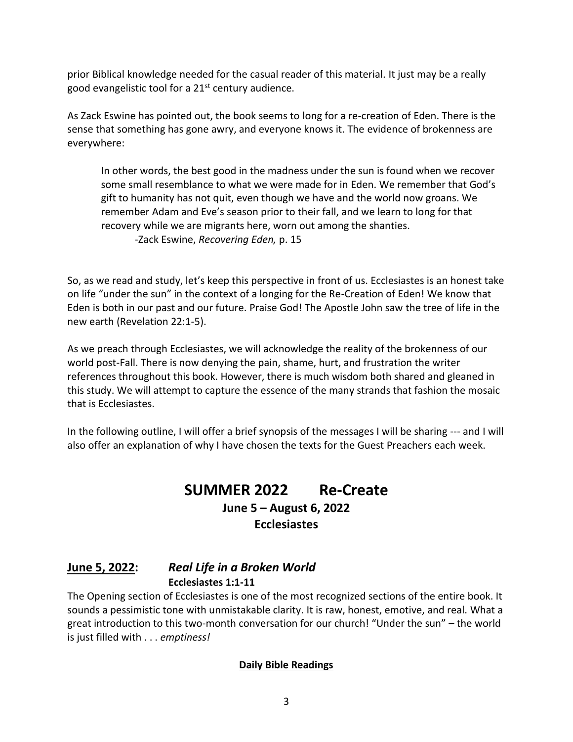prior Biblical knowledge needed for the casual reader of this material. It just may be a really good evangelistic tool for a 21st century audience.

As Zack Eswine has pointed out, the book seems to long for a re-creation of Eden. There is the sense that something has gone awry, and everyone knows it. The evidence of brokenness are everywhere:

> In other words, the best good in the madness under the sun is found when we recover some small resemblance to what we were made for in Eden. We remember that God's gift to humanity has not quit, even though we have and the world now groans. We remember Adam and Eve's season prior to their fall, and we learn to long for that recovery while we are migrants here, worn out among the shanties.
>
> -Zack Eswine, *Recovering Eden,* p. 15

So, as we read and study, let's keep this perspective in front of us. Ecclesiastes is an honest take on life "under the sun" in the context of a longing for the Re-Creation of Eden! We know that Eden is both in our past and our future. Praise God! The Apostle John saw the tree of life in the new earth (Revelation 22:1-5).

As we preach through Ecclesiastes, we will acknowledge the reality of the brokenness of our world post-Fall. There is now denying the pain, shame, hurt, and frustration the writer references throughout this book. However, there is much wisdom both shared and gleaned in this study. We will attempt to capture the essence of the many strands that fashion the mosaic that is Ecclesiastes.

In the following outline, I will offer a brief synopsis of the messages I will be sharing --- and I will also offer an explanation of why I have chosen the texts for the Guest Preachers each week.

# SUMMER 2022 Re-Create

### June 5 – August 6, 2022

### Ecclesiastes

## June 5, 2022: *Real Life in a Broken World*

**Ecclesiastes 1:1-11**

The Opening section of Ecclesiastes is one of the most recognized sections of the entire book. It sounds a pessimistic tone with unmistakable clarity. It is raw, honest, emotive, and real. What a great introduction to this two-month conversation for our church! "Under the sun" – the world is just filled with . . . *emptiness!*

**Daily Bible Readings**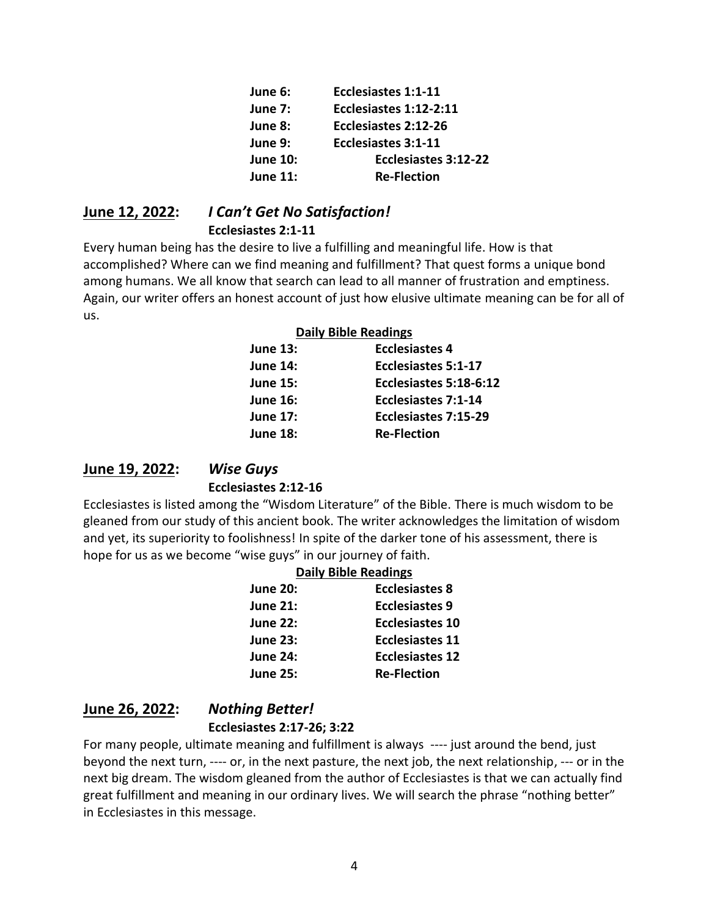| | |
|---|---|
| **June 6:** | **Ecclesiastes 1:1-11** |
| **June 7:** | **Ecclesiastes 1:12-2:11** |
| **June 8:** | **Ecclesiastes 2:12-26** |
| **June 9:** | **Ecclesiastes 3:1-11** |
| **June 10:** | **Ecclesiastes 3:12-22** |
| **June 11:** | **Re-Flection** |

## <u>June 12, 2022</u>: *I Can't Get No Satisfaction!*

**Ecclesiastes 2:1-11**

Every human being has the desire to live a fulfilling and meaningful life. How is that accomplished? Where can we find meaning and fulfillment? That quest forms a unique bond among humans. We all know that search can lead to all manner of frustration and emptiness. Again, our writer offers an honest account of just how elusive ultimate meaning can be for all of us.

**<u>Daily Bible Readings</u>**

| | |
|---|---|
| **June 13:** | **Ecclesiastes 4** |
| **June 14:** | **Ecclesiastes 5:1-17** |
| **June 15:** | **Ecclesiastes 5:18-6:12** |
| **June 16:** | **Ecclesiastes 7:1-14** |
| **June 17:** | **Ecclesiastes 7:15-29** |
| **June 18:** | **Re-Flection** |

## <u>June 19, 2022</u>: *Wise Guys*

**Ecclesiastes 2:12-16**

Ecclesiastes is listed among the "Wisdom Literature" of the Bible. There is much wisdom to be gleaned from our study of this ancient book. The writer acknowledges the limitation of wisdom and yet, its superiority to foolishness! In spite of the darker tone of his assessment, there is hope for us as we become "wise guys" in our journey of faith.

**<u>Daily Bible Readings</u>**

| | |
|---|---|
| **June 20:** | **Ecclesiastes 8** |
| **June 21:** | **Ecclesiastes 9** |
| **June 22:** | **Ecclesiastes 10** |
| **June 23:** | **Ecclesiastes 11** |
| **June 24:** | **Ecclesiastes 12** |
| **June 25:** | **Re-Flection** |

## <u>June 26, 2022</u>: *Nothing Better!*

**Ecclesiastes 2:17-26; 3:22**

For many people, ultimate meaning and fulfillment is always ---- just around the bend, just beyond the next turn, ---- or, in the next pasture, the next job, the next relationship, --- or in the next big dream. The wisdom gleaned from the author of Ecclesiastes is that we can actually find great fulfillment and meaning in our ordinary lives. We will search the phrase "nothing better" in Ecclesiastes in this message.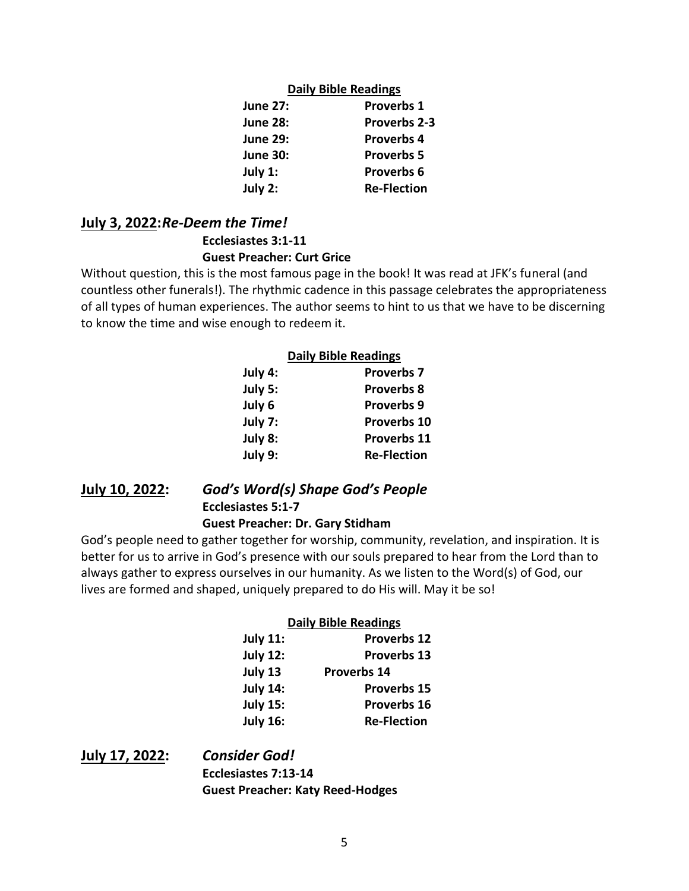**Daily Bible Readings**

| | |
|---|---|
| **June 27:** | **Proverbs 1** |
| **June 28:** | **Proverbs 2-3** |
| **June 29:** | **Proverbs 4** |
| **June 30:** | **Proverbs 5** |
| **July 1:** | **Proverbs 6** |
| **July 2:** | **Re-Flection** |

## July 3, 2022: *Re-Deem the Time!*

**Ecclesiastes 3:1-11**
**Guest Preacher: Curt Grice**

Without question, this is the most famous page in the book! It was read at JFK's funeral (and countless other funerals!). The rhythmic cadence in this passage celebrates the appropriateness of all types of human experiences. The author seems to hint to us that we have to be discerning to know the time and wise enough to redeem it.

**Daily Bible Readings**

| | |
|---|---|
| **July 4:** | **Proverbs 7** |
| **July 5:** | **Proverbs 8** |
| **July 6** | **Proverbs 9** |
| **July 7:** | **Proverbs 10** |
| **July 8:** | **Proverbs 11** |
| **July 9:** | **Re-Flection** |

## July 10, 2022: *God's Word(s) Shape God's People*

**Ecclesiastes 5:1-7**
**Guest Preacher: Dr. Gary Stidham**

God's people need to gather together for worship, community, revelation, and inspiration. It is better for us to arrive in God's presence with our souls prepared to hear from the Lord than to always gather to express ourselves in our humanity. As we listen to the Word(s) of God, our lives are formed and shaped, uniquely prepared to do His will. May it be so!

**Daily Bible Readings**

| | |
|---|---|
| **July 11:** | **Proverbs 12** |
| **July 12:** | **Proverbs 13** |
| **July 13** | **Proverbs 14** |
| **July 14:** | **Proverbs 15** |
| **July 15:** | **Proverbs 16** |
| **July 16:** | **Re-Flection** |

## July 17, 2022: *Consider God!*

**Ecclesiastes 7:13-14**
**Guest Preacher: Katy Reed-Hodges**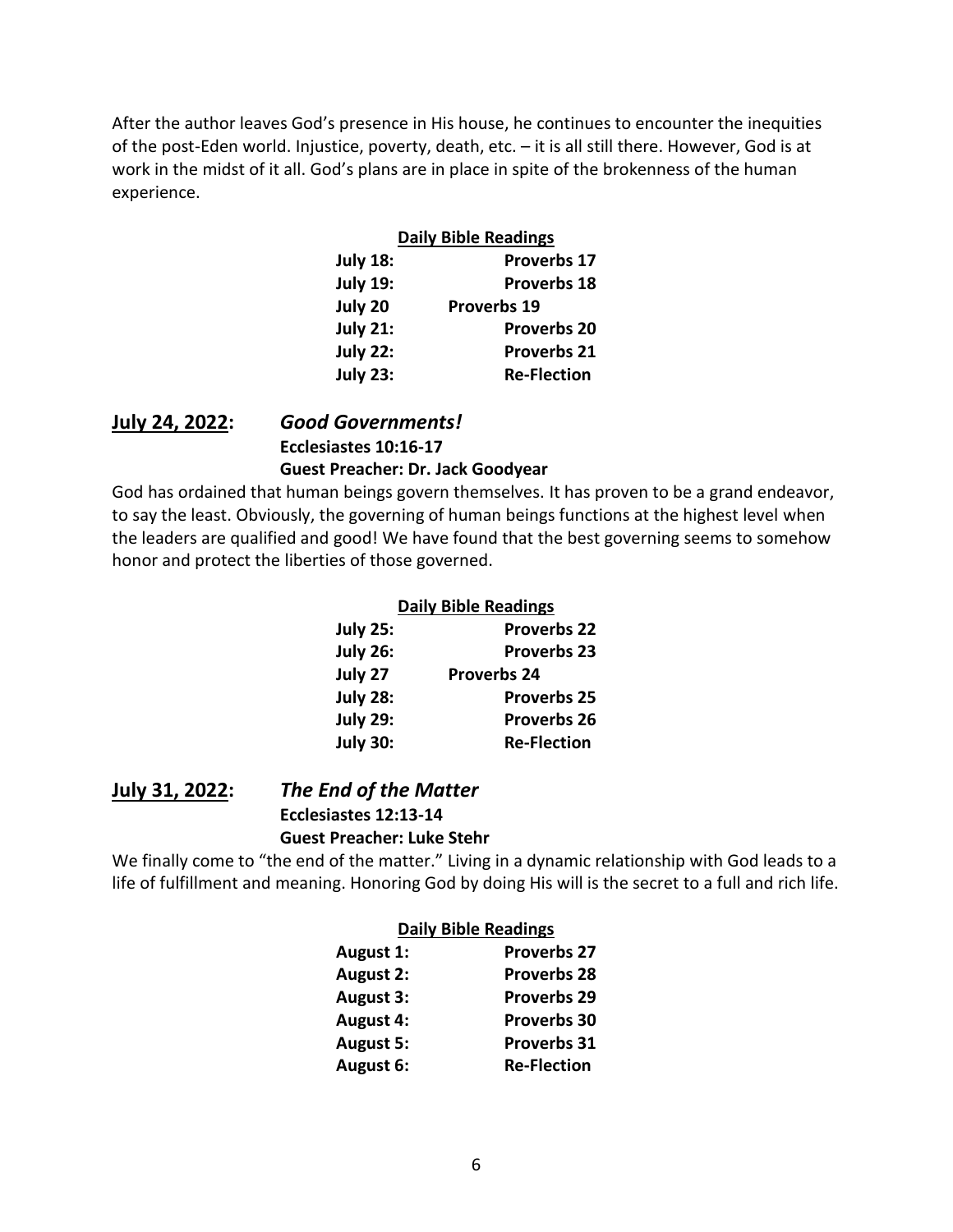After the author leaves God's presence in His house, he continues to encounter the inequities of the post-Eden world. Injustice, poverty, death, etc. – it is all still there. However, God is at work in the midst of it all. God's plans are in place in spite of the brokenness of the human experience.

| Daily Bible Readings | |
|---|---|
| **July 18:** | **Proverbs 17** |
| **July 19:** | **Proverbs 18** |
| **July 20** | **Proverbs 19** |
| **July 21:** | **Proverbs 20** |
| **July 22:** | **Proverbs 21** |
| **July 23:** | **Re-Flection** |

## July 24, 2022: *Good Governments!*

**Ecclesiastes 10:16-17**
**Guest Preacher: Dr. Jack Goodyear**

God has ordained that human beings govern themselves. It has proven to be a grand endeavor, to say the least. Obviously, the governing of human beings functions at the highest level when the leaders are qualified and good! We have found that the best governing seems to somehow honor and protect the liberties of those governed.

| Daily Bible Readings | |
|---|---|
| **July 25:** | **Proverbs 22** |
| **July 26:** | **Proverbs 23** |
| **July 27** | **Proverbs 24** |
| **July 28:** | **Proverbs 25** |
| **July 29:** | **Proverbs 26** |
| **July 30:** | **Re-Flection** |

## July 31, 2022: *The End of the Matter*

**Ecclesiastes 12:13-14**
**Guest Preacher: Luke Stehr**

We finally come to "the end of the matter." Living in a dynamic relationship with God leads to a life of fulfillment and meaning. Honoring God by doing His will is the secret to a full and rich life.

| Daily Bible Readings | |
|---|---|
| **August 1:** | **Proverbs 27** |
| **August 2:** | **Proverbs 28** |
| **August 3:** | **Proverbs 29** |
| **August 4:** | **Proverbs 30** |
| **August 5:** | **Proverbs 31** |
| **August 6:** | **Re-Flection** |